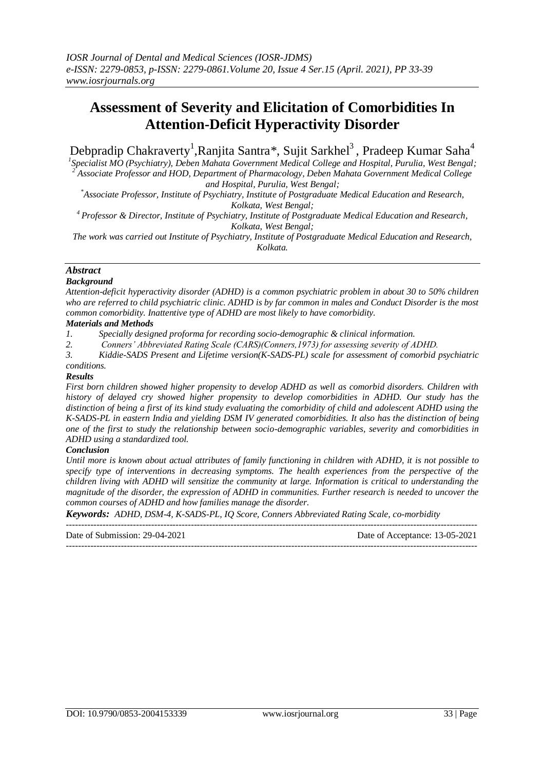# Assessment of Severity and Elicitation of Comorbidities In Attention-Deficit Hyperactivity Disorder

Debpradip Chakraverty[1], Ranjita Santra*, Sujit Sarkhel[3], Pradeep Kumar Saha[4]

[1]Specialist MO (Psychiatry), Deben Mahata Government Medical College and Hospital, Purulia, West Bengal;
[2] Associate Professor and HOD, Department of Pharmacology, Deben Mahata Government Medical College and Hospital, Purulia, West Bengal;
[*]Associate Professor, Institute of Psychiatry, Institute of Postgraduate Medical Education and Research, Kolkata, West Bengal;
[4] Professor & Director, Institute of Psychiatry, Institute of Postgraduate Medical Education and Research, Kolkata, West Bengal;
The work was carried out Institute of Psychiatry, Institute of Postgraduate Medical Education and Research, Kolkata.

## *Abstract*

### *Background*

*Attention-deficit hyperactivity disorder (ADHD) is a common psychiatric problem in about 30 to 50% children who are referred to child psychiatric clinic. ADHD is by far common in males and Conduct Disorder is the most common comorbidity. Inattentive type of ADHD are most likely to have comorbidity.*

### *Materials and Methods*

1. *Specially designed proforma for recording socio-demographic & clinical information.*
2. *Conners' Abbreviated Rating Scale (CARS)(Conners,1973) for assessing severity of ADHD.*
3. *Kiddie-SADS Present and Lifetime version(K-SADS-PL) scale for assessment of comorbid psychiatric conditions.*

### *Results*

*First born children showed higher propensity to develop ADHD as well as comorbid disorders. Children with history of delayed cry showed higher propensity to develop comorbidities in ADHD. Our study has the distinction of being a first of its kind study evaluating the comorbidity of child and adolescent ADHD using the K-SADS-PL in eastern India and yielding DSM IV generated comorbidities. It also has the distinction of being one of the first to study the relationship between socio-demographic variables, severity and comorbidities in ADHD using a standardized tool.*

### *Conclusion*

*Until more is known about actual attributes of family functioning in children with ADHD, it is not possible to specify type of interventions in decreasing symptoms. The health experiences from the perspective of the children living with ADHD will sensitize the community at large. Information is critical to understanding the magnitude of the disorder, the expression of ADHD in communities. Further research is needed to uncover the common courses of ADHD and how families manage the disorder.*

***Keywords:*** *ADHD, DSM-4, K-SADS-PL, IQ Score, Conners Abbreviated Rating Scale, co-morbidity*

Date of Submission: 29-04-2021 Date of Acceptance: 13-05-2021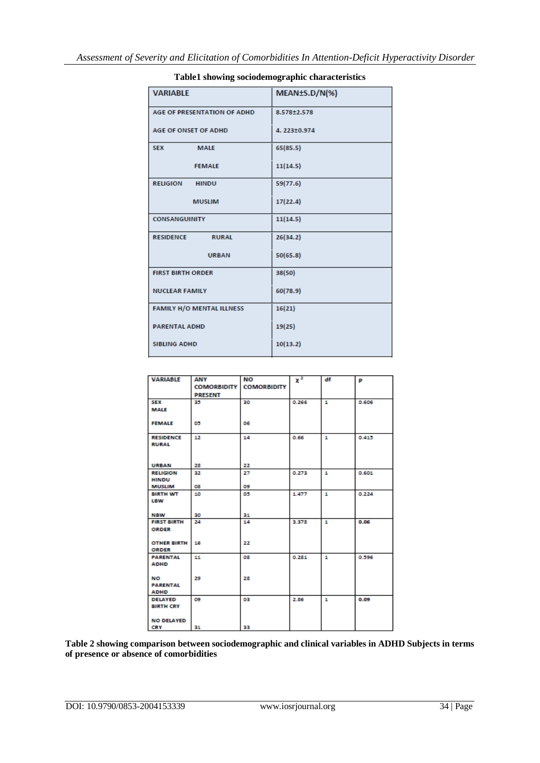**Table1 showing sociodemographic characteristics**

| VARIABLE | MEAN±S.D/N(%) |
|---|---|
| AGE OF PRESENTATION OF ADHD | 8.578±2.578 |
| AGE OF ONSET OF ADHD | 4. 223±0.974 |
| SEX MALE | 65(85.5) |
| FEMALE | 11(14.5) |
| RELIGION HINDU | 59(77.6) |
| MUSLIM | 17(22.4) |
| CONSANGUINITY | 11(14.5) |
| RESIDENCE RURAL | 26(34.2) |
| URBAN | 50(65.8) |
| FIRST BIRTH ORDER | 38(50) |
| NUCLEAR FAMILY | 60(78.9) |
| FAMILY H/O MENTAL ILLNESS | 16(21) |
| PARENTAL ADHD | 19(25) |
| SIBLING ADHD | 10(13.2) |

| VARIABLE | ANY COMORBIDITY PRESENT | NO COMORBIDITY | $\chi^2$ | df | P |
|---|---|---|---|---|---|
| SEX MALE | 35 | 30 | 0.266 | 1 | 0.606 |
| FEMALE | 05 | 06 | | | |
| RESIDENCE RURAL | 12 | 14 | 0.66 | 1 | 0.415 |
| URBAN | 28 | 22 | | | |
| RELIGION HINDU | 32 | 27 | 0.273 | 1 | 0.601 |
| MUSLIM | 08 | 09 | | | |
| BIRTH WT LBW | 10 | 05 | 1.477 | 1 | 0.224 |
| NBW | 30 | 31 | | | |
| FIRST BIRTH ORDER | 24 | 14 | 3.378 | 1 | **0.06** |
| OTHER BIRTH ORDER | 16 | 22 | | | |
| PARENTAL ADHD | 11 | 08 | 0.281 | 1 | 0.596 |
| NO PARENTAL ADHD | 29 | 28 | | | |
| DELAYED BIRTH CRY | 09 | 03 | 2.86 | 1 | **0.09** |
| NO DELAYED CRY | 31 | 33 | | | |

**Table 2 showing comparison between sociodemographic and clinical variables in ADHD Subjects in terms of presence or absence of comorbidities**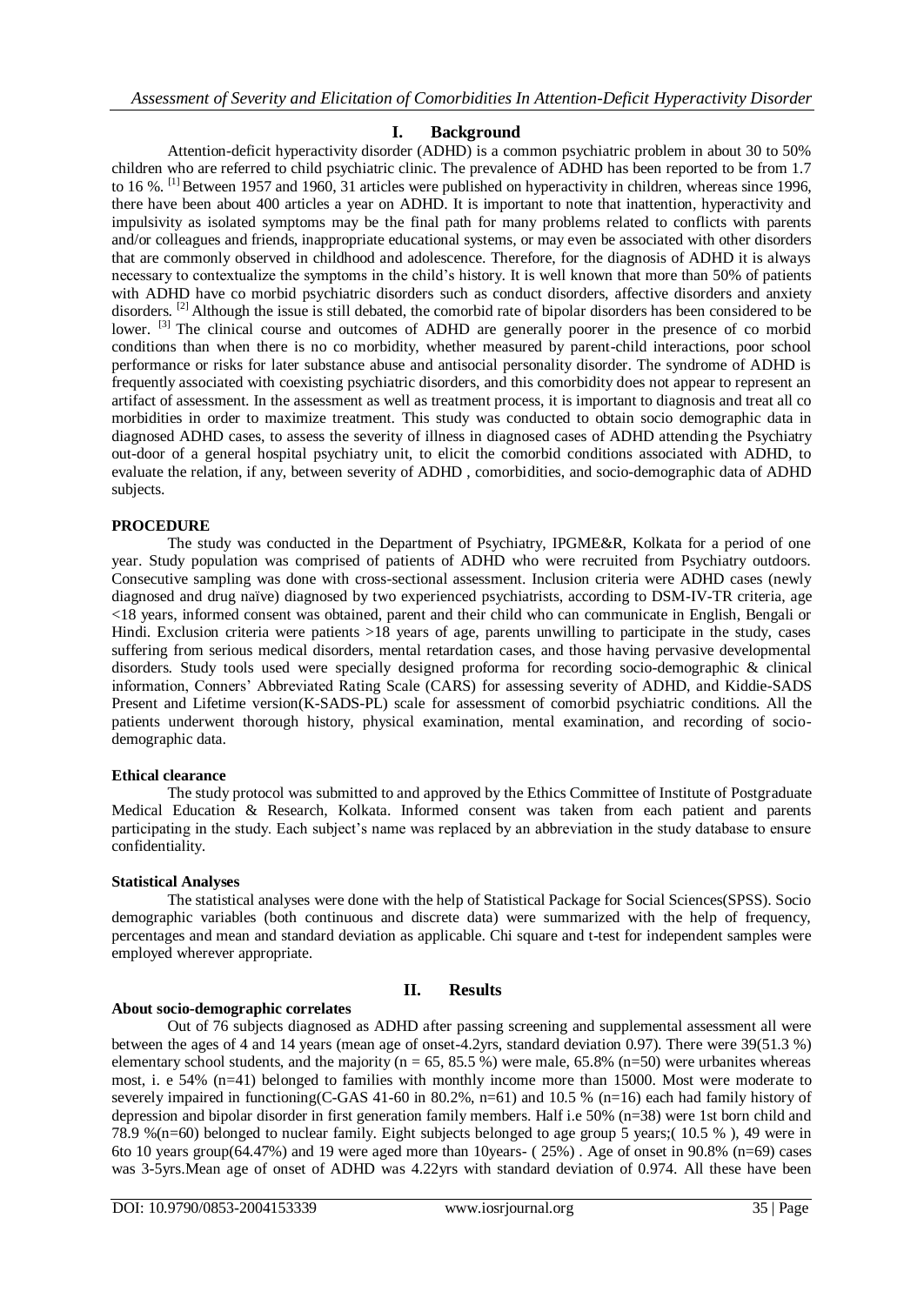## I. Background

Attention-deficit hyperactivity disorder (ADHD) is a common psychiatric problem in about 30 to 50% children who are referred to child psychiatric clinic. The prevalence of ADHD has been reported to be from 1.7 to 16 %. [1] Between 1957 and 1960, 31 articles were published on hyperactivity in children, whereas since 1996, there have been about 400 articles a year on ADHD. It is important to note that inattention, hyperactivity and impulsivity as isolated symptoms may be the final path for many problems related to conflicts with parents and/or colleagues and friends, inappropriate educational systems, or may even be associated with other disorders that are commonly observed in childhood and adolescence. Therefore, for the diagnosis of ADHD it is always necessary to contextualize the symptoms in the child's history. It is well known that more than 50% of patients with ADHD have co morbid psychiatric disorders such as conduct disorders, affective disorders and anxiety disorders. [2] Although the issue is still debated, the comorbid rate of bipolar disorders has been considered to be lower. [3] The clinical course and outcomes of ADHD are generally poorer in the presence of co morbid conditions than when there is no co morbidity, whether measured by parent-child interactions, poor school performance or risks for later substance abuse and antisocial personality disorder. The syndrome of ADHD is frequently associated with coexisting psychiatric disorders, and this comorbidity does not appear to represent an artifact of assessment. In the assessment as well as treatment process, it is important to diagnosis and treat all co morbidities in order to maximize treatment. This study was conducted to obtain socio demographic data in diagnosed ADHD cases, to assess the severity of illness in diagnosed cases of ADHD attending the Psychiatry out-door of a general hospital psychiatry unit, to elicit the comorbid conditions associated with ADHD, to evaluate the relation, if any, between severity of ADHD , comorbidities, and socio-demographic data of ADHD subjects.

### PROCEDURE

The study was conducted in the Department of Psychiatry, IPGME&R, Kolkata for a period of one year. Study population was comprised of patients of ADHD who were recruited from Psychiatry outdoors. Consecutive sampling was done with cross-sectional assessment. Inclusion criteria were ADHD cases (newly diagnosed and drug naïve) diagnosed by two experienced psychiatrists, according to DSM-IV-TR criteria, age <18 years, informed consent was obtained, parent and their child who can communicate in English, Bengali or Hindi. Exclusion criteria were patients >18 years of age, parents unwilling to participate in the study, cases suffering from serious medical disorders, mental retardation cases, and those having pervasive developmental disorders. Study tools used were specially designed proforma for recording socio-demographic & clinical information, Conners' Abbreviated Rating Scale (CARS) for assessing severity of ADHD, and Kiddie-SADS Present and Lifetime version(K-SADS-PL) scale for assessment of comorbid psychiatric conditions. All the patients underwent thorough history, physical examination, mental examination, and recording of socio-demographic data.

### Ethical clearance

The study protocol was submitted to and approved by the Ethics Committee of Institute of Postgraduate Medical Education & Research, Kolkata. Informed consent was taken from each patient and parents participating in the study. Each subject's name was replaced by an abbreviation in the study database to ensure confidentiality.

### Statistical Analyses

The statistical analyses were done with the help of Statistical Package for Social Sciences(SPSS). Socio demographic variables (both continuous and discrete data) were summarized with the help of frequency, percentages and mean and standard deviation as applicable. Chi square and t-test for independent samples were employed wherever appropriate.

## II. Results

### About socio-demographic correlates

Out of 76 subjects diagnosed as ADHD after passing screening and supplemental assessment all were between the ages of 4 and 14 years (mean age of onset-4.2yrs, standard deviation 0.97). There were 39(51.3 %) elementary school students, and the majority (n = 65, 85.5 %) were male, 65.8% (n=50) were urbanites whereas most, i. e 54% (n=41) belonged to families with monthly income more than 15000. Most were moderate to severely impaired in functioning(C-GAS 41-60 in 80.2%, n=61) and 10.5 % (n=16) each had family history of depression and bipolar disorder in first generation family members. Half i.e 50% (n=38) were 1st born child and 78.9 %(n=60) belonged to nuclear family. Eight subjects belonged to age group 5 years;( 10.5 % ), 49 were in 6to 10 years group(64.47%) and 19 were aged more than 10years- ( 25%) . Age of onset in 90.8% (n=69) cases was 3-5yrs.Mean age of onset of ADHD was 4.22yrs with standard deviation of 0.974. All these have been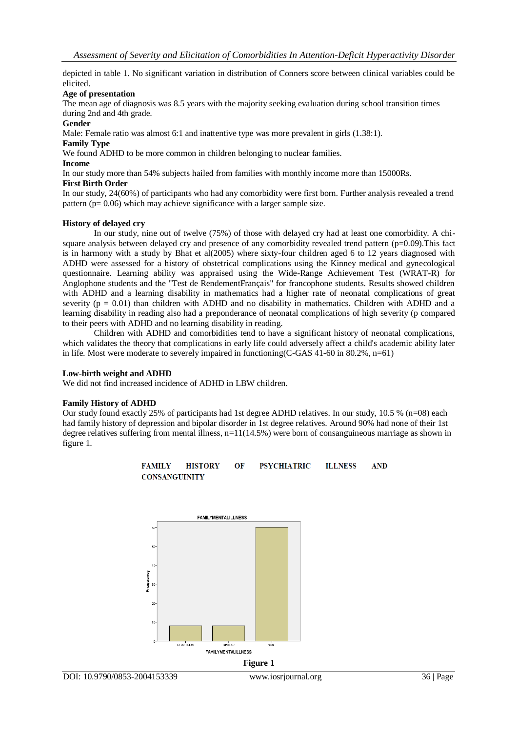depicted in table 1. No significant variation in distribution of Conners score between clinical variables could be elicited.

**Age of presentation**

The mean age of diagnosis was 8.5 years with the majority seeking evaluation during school transition times during 2nd and 4th grade.

**Gender**

Male: Female ratio was almost 6:1 and inattentive type was more prevalent in girls (1.38:1).

**Family Type**

We found ADHD to be more common in children belonging to nuclear families.

**Income**

In our study more than 54% subjects hailed from families with monthly income more than 15000Rs.

**First Birth Order**

In our study, 24(60%) of participants who had any comorbidity were first born. Further analysis revealed a trend pattern ($p= 0.06$) which may achieve significance with a larger sample size.

**History of delayed cry**

In our study, nine out of twelve (75%) of those with delayed cry had at least one comorbidity. A chi-square analysis between delayed cry and presence of any comorbidity revealed trend pattern ($p=0.09$).This fact is in harmony with a study by Bhat et al(2005) where sixty-four children aged 6 to 12 years diagnosed with ADHD were assessed for a history of obstetrical complications using the Kinney medical and gynecological questionnaire. Learning ability was appraised using the Wide-Range Achievement Test (WRAT-R) for Anglophone students and the "Test de RendementFrançais" for francophone students. Results showed children with ADHD and a learning disability in mathematics had a higher rate of neonatal complications of great severity ($p = 0.01$) than children with ADHD and no disability in mathematics. Children with ADHD and a learning disability in reading also had a preponderance of neonatal complications of high severity (p compared to their peers with ADHD and no learning disability in reading.

Children with ADHD and comorbidities tend to have a significant history of neonatal complications, which validates the theory that complications in early life could adversely affect a child's academic ability later in life. Most were moderate to severely impaired in functioning(C-GAS 41-60 in 80.2%, n=61)

**Low-birth weight and ADHD**

We did not find increased incidence of ADHD in LBW children.

**Family History of ADHD**

Our study found exactly 25% of participants had 1st degree ADHD relatives. In our study, 10.5 % (n=08) each had family history of depression and bipolar disorder in 1st degree relatives. Around 90% had none of their 1st degree relatives suffering from mental illness, n=11(14.5%) were born of consanguineous marriage as shown in figure 1.

**FAMILY HISTORY OF PSYCHIATRIC ILLNESS AND CONSANGUINITY**

FAMILYMENTALILLNESS

Frequency

0
10
20
30
40
50
60

DEPRESSION
BIPOLAR
NONE

FAMILYMENTALILLNESS

**Figure 1**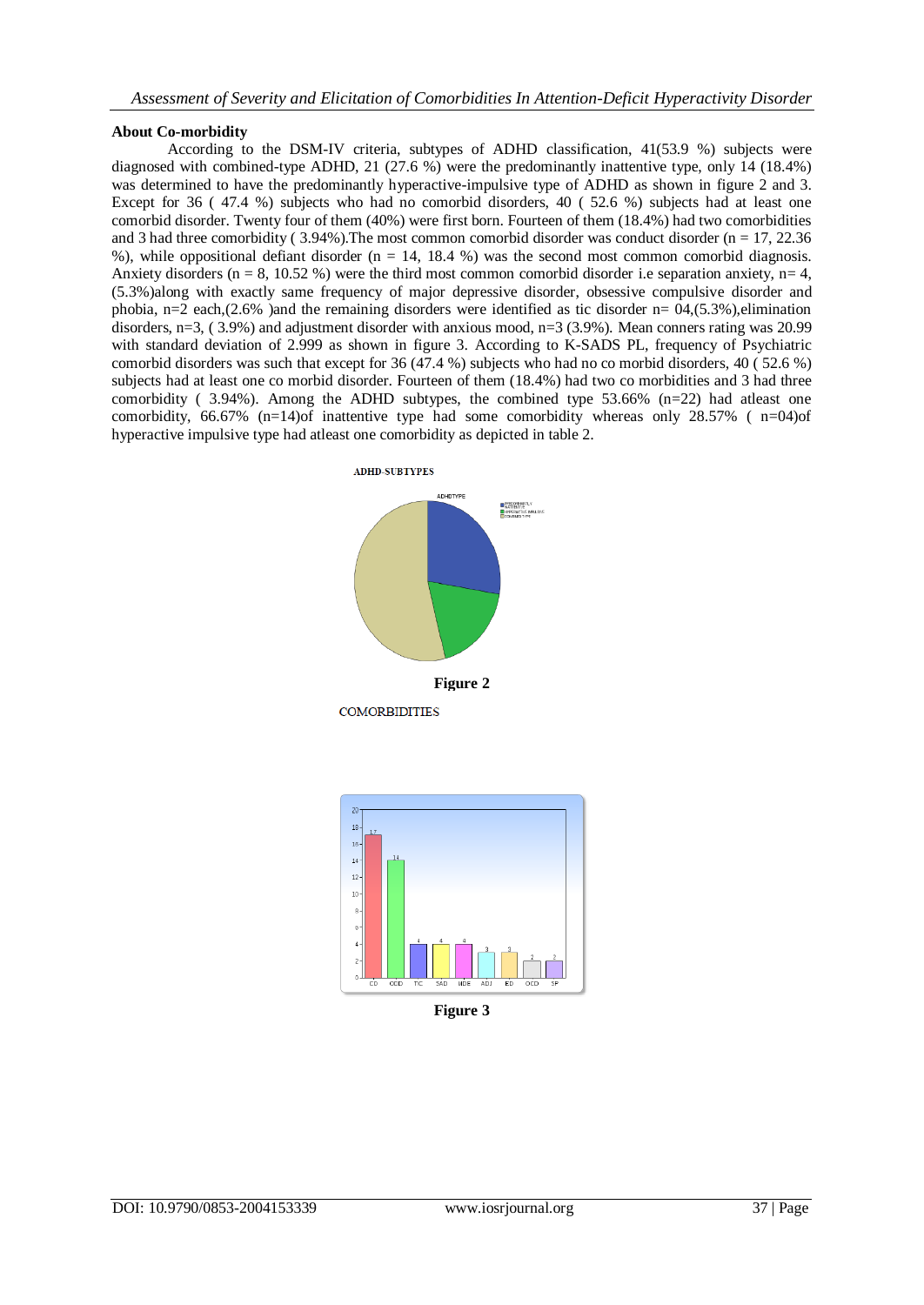## About Co-morbidity

According to the DSM-IV criteria, subtypes of ADHD classification, 41(53.9 %) subjects were diagnosed with combined-type ADHD, 21 (27.6 %) were the predominantly inattentive type, only 14 (18.4%) was determined to have the predominantly hyperactive-impulsive type of ADHD as shown in figure 2 and 3. Except for 36 ( 47.4 %) subjects who had no comorbid disorders, 40 ( 52.6 %) subjects had at least one comorbid disorder. Twenty four of them (40%) were first born. Fourteen of them (18.4%) had two comorbidities and 3 had three comorbidity ( 3.94%).The most common comorbid disorder was conduct disorder (n = 17, 22.36 %), while oppositional defiant disorder (n = 14, 18.4 %) was the second most common comorbid diagnosis. Anxiety disorders (n = 8, 10.52 %) were the third most common comorbid disorder i.e separation anxiety, n= 4, (5.3%)along with exactly same frequency of major depressive disorder, obsessive compulsive disorder and phobia, n=2 each,(2.6% )and the remaining disorders were identified as tic disorder n= 04,(5.3%),elimination disorders, n=3, ( 3.9%) and adjustment disorder with anxious mood, n=3 (3.9%). Mean conners rating was 20.99 with standard deviation of 2.999 as shown in figure 3. According to K-SADS PL, frequency of Psychiatric comorbid disorders was such that except for 36 (47.4 %) subjects who had no co morbid disorders, 40 ( 52.6 %) subjects had at least one co morbid disorder. Fourteen of them (18.4%) had two co morbidities and 3 had three comorbidity ( 3.94%). Among the ADHD subtypes, the combined type 53.66% (n=22) had atleast one comorbidity, 66.67% (n=14)of inattentive type had some comorbidity whereas only 28.57% ( n=04)of hyperactive impulsive type had atleast one comorbidity as depicted in table 2.

ADHD-SUBTYPES

ADHDTYPE

PREDOMINANTLY INATTENTIVE
HYPERACTIVE IMPULSIVE
COMBINED TYPE

**Figure 2**

COMORBIDITIES

20
18
16
14
12
10
8
6
4
2
0

17
14
4
4
4
3
3
2
2

CD ODD TIC SAD MDE ADJ ED OCD SP

**Figure 3**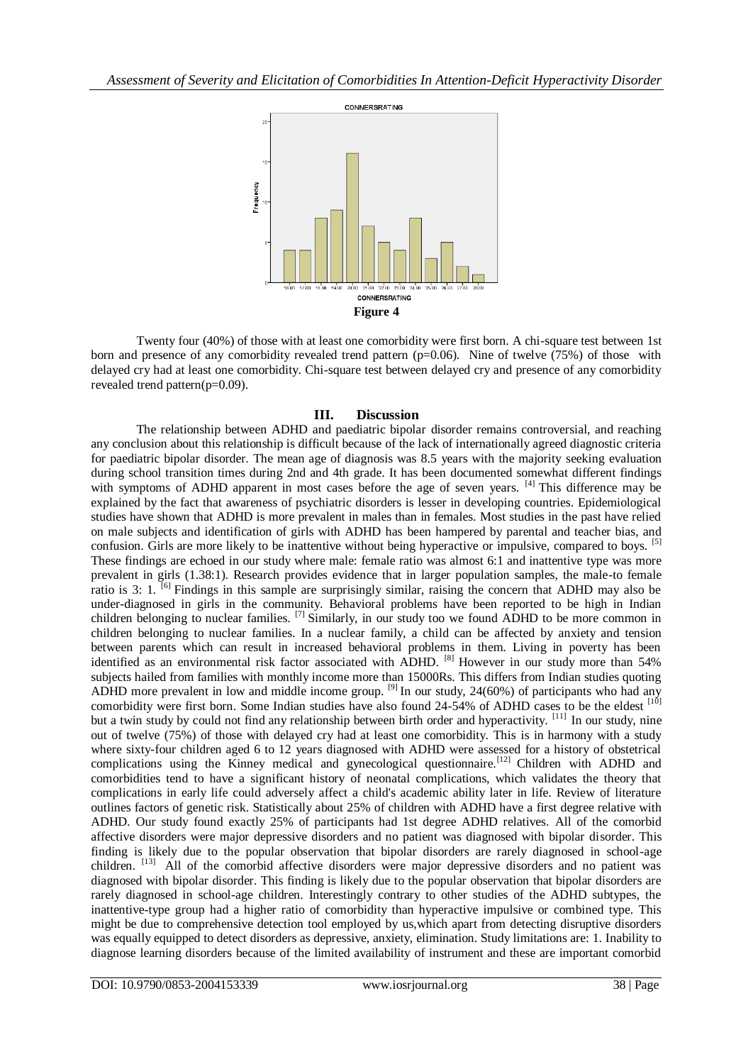CONNERSRATING

20

15

10

5

0

Frequency

16.00 17.00 18.00 19.00 20.00 21.00 22.00 23.00 24.00 25.00 26.00 27.00 28.00

CONNERSRATING

**Figure 4**

Twenty four (40%) of those with at least one comorbidity were first born. A chi-square test between 1st born and presence of any comorbidity revealed trend pattern (p=0.06). Nine of twelve (75%) of those with delayed cry had at least one comorbidity. Chi-square test between delayed cry and presence of any comorbidity revealed trend pattern(p=0.09).

## III. Discussion

The relationship between ADHD and paediatric bipolar disorder remains controversial, and reaching any conclusion about this relationship is difficult because of the lack of internationally agreed diagnostic criteria for paediatric bipolar disorder. The mean age of diagnosis was 8.5 years with the majority seeking evaluation during school transition times during 2nd and 4th grade. It has been documented somewhat different findings with symptoms of ADHD apparent in most cases before the age of seven years. [4] This difference may be explained by the fact that awareness of psychiatric disorders is lesser in developing countries. Epidemiological studies have shown that ADHD is more prevalent in males than in females. Most studies in the past have relied on male subjects and identification of girls with ADHD has been hampered by parental and teacher bias, and confusion. Girls are more likely to be inattentive without being hyperactive or impulsive, compared to boys. [5] These findings are echoed in our study where male: female ratio was almost 6:1 and inattentive type was more prevalent in girls (1.38:1). Research provides evidence that in larger population samples, the male-to female ratio is 3: 1. [6] Findings in this sample are surprisingly similar, raising the concern that ADHD may also be under-diagnosed in girls in the community. Behavioral problems have been reported to be high in Indian children belonging to nuclear families. [7] Similarly, in our study too we found ADHD to be more common in children belonging to nuclear families. In a nuclear family, a child can be affected by anxiety and tension between parents which can result in increased behavioral problems in them. Living in poverty has been identified as an environmental risk factor associated with ADHD. [8] However in our study more than 54% subjects hailed from families with monthly income more than 15000Rs. This differs from Indian studies quoting ADHD more prevalent in low and middle income group. [9] In our study, 24(60%) of participants who had any comorbidity were first born. Some Indian studies have also found 24-54% of ADHD cases to be the eldest [10] but a twin study by could not find any relationship between birth order and hyperactivity. [11] In our study, nine out of twelve (75%) of those with delayed cry had at least one comorbidity. This is in harmony with a study where sixty-four children aged 6 to 12 years diagnosed with ADHD were assessed for a history of obstetrical complications using the Kinney medical and gynecological questionnaire.[12] Children with ADHD and comorbidities tend to have a significant history of neonatal complications, which validates the theory that complications in early life could adversely affect a child's academic ability later in life. Review of literature outlines factors of genetic risk. Statistically about 25% of children with ADHD have a first degree relative with ADHD. Our study found exactly 25% of participants had 1st degree ADHD relatives. All of the comorbid affective disorders were major depressive disorders and no patient was diagnosed with bipolar disorder. This finding is likely due to the popular observation that bipolar disorders are rarely diagnosed in school-age children. [13] All of the comorbid affective disorders were major depressive disorders and no patient was diagnosed with bipolar disorder. This finding is likely due to the popular observation that bipolar disorders are rarely diagnosed in school-age children. Interestingly contrary to other studies of the ADHD subtypes, the inattentive-type group had a higher ratio of comorbidity than hyperactive impulsive or combined type. This might be due to comprehensive detection tool employed by us,which apart from detecting disruptive disorders was equally equipped to detect disorders as depressive, anxiety, elimination. Study limitations are: 1. Inability to diagnose learning disorders because of the limited availability of instrument and these are important comorbid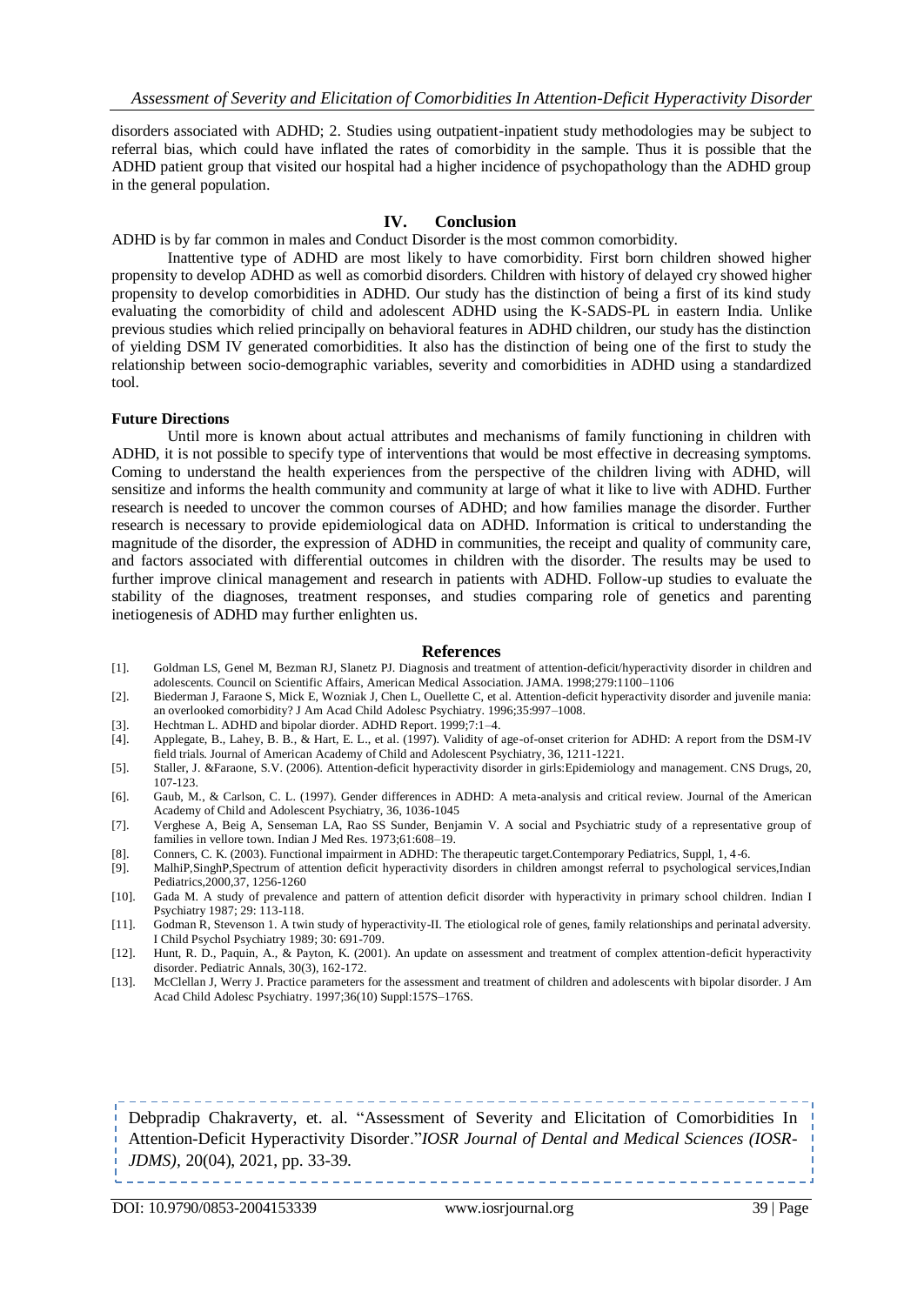disorders associated with ADHD; 2. Studies using outpatient-inpatient study methodologies may be subject to referral bias, which could have inflated the rates of comorbidity in the sample. Thus it is possible that the ADHD patient group that visited our hospital had a higher incidence of psychopathology than the ADHD group in the general population.

## IV. Conclusion

ADHD is by far common in males and Conduct Disorder is the most common comorbidity.

Inattentive type of ADHD are most likely to have comorbidity. First born children showed higher propensity to develop ADHD as well as comorbid disorders. Children with history of delayed cry showed higher propensity to develop comorbidities in ADHD. Our study has the distinction of being a first of its kind study evaluating the comorbidity of child and adolescent ADHD using the K-SADS-PL in eastern India. Unlike previous studies which relied principally on behavioral features in ADHD children, our study has the distinction of yielding DSM IV generated comorbidities. It also has the distinction of being one of the first to study the relationship between socio-demographic variables, severity and comorbidities in ADHD using a standardized tool.

### Future Directions

Until more is known about actual attributes and mechanisms of family functioning in children with ADHD, it is not possible to specify type of interventions that would be most effective in decreasing symptoms. Coming to understand the health experiences from the perspective of the children living with ADHD, will sensitize and informs the health community and community at large of what it like to live with ADHD. Further research is needed to uncover the common courses of ADHD; and how families manage the disorder. Further research is necessary to provide epidemiological data on ADHD. Information is critical to understanding the magnitude of the disorder, the expression of ADHD in communities, the receipt and quality of community care, and factors associated with differential outcomes in children with the disorder. The results may be used to further improve clinical management and research in patients with ADHD. Follow-up studies to evaluate the stability of the diagnoses, treatment responses, and studies comparing role of genetics and parenting inetiogenesis of ADHD may further enlighten us.

## References

[1]. Goldman LS, Genel M, Bezman RJ, Slanetz PJ. Diagnosis and treatment of attention-deficit/hyperactivity disorder in children and adolescents. Council on Scientific Affairs, American Medical Association. JAMA. 1998;279:1100–1106

[2]. Biederman J, Faraone S, Mick E, Wozniak J, Chen L, Ouellette C, et al. Attention-deficit hyperactivity disorder and juvenile mania: an overlooked comorbidity? J Am Acad Child Adolesc Psychiatry. 1996;35:997–1008.

[3]. Hechtman L. ADHD and bipolar diorder. ADHD Report. 1999;7:1–4.

[4]. Applegate, B., Lahey, B. B., & Hart, E. L., et al. (1997). Validity of age-of-onset criterion for ADHD: A report from the DSM-IV field trials. Journal of American Academy of Child and Adolescent Psychiatry, 36, 1211-1221.

[5]. Staller, J. &Faraone, S.V. (2006). Attention-deficit hyperactivity disorder in girls:Epidemiology and management. CNS Drugs, 20, 107-123.

[6]. Gaub, M., & Carlson, C. L. (1997). Gender differences in ADHD: A meta-analysis and critical review. Journal of the American Academy of Child and Adolescent Psychiatry, 36, 1036-1045

[7]. Verghese A, Beig A, Senseman LA, Rao SS Sunder, Benjamin V. A social and Psychiatric study of a representative group of families in vellore town. Indian J Med Res. 1973;61:608–19.

[8]. Conners, C. K. (2003). Functional impairment in ADHD: The therapeutic target.Contemporary Pediatrics, Suppl, 1, 4-6.

[9]. MalhiP,SinghP,Spectrum of attention deficit hyperactivity disorders in children amongst referral to psychological services,Indian Pediatrics,2000,37, 1256-1260

[10]. Gada M. A study of prevalence and pattern of attention deficit disorder with hyperactivity in primary school children. Indian I Psychiatry 1987; 29: 113-118.

[11]. Godman R, Stevenson 1. A twin study of hyperactivity-II. The etiological role of genes, family relationships and perinatal adversity. I Child Psychol Psychiatry 1989; 30: 691-709.

[12]. Hunt, R. D., Paquin, A., & Payton, K. (2001). An update on assessment and treatment of complex attention-deficit hyperactivity disorder. Pediatric Annals, 30(3), 162-172.

[13]. McClellan J, Werry J. Practice parameters for the assessment and treatment of children and adolescents with bipolar disorder. J Am Acad Child Adolesc Psychiatry. 1997;36(10) Suppl:157S–176S.

Debpradip Chakraverty, et. al. "Assessment of Severity and Elicitation of Comorbidities In Attention-Deficit Hyperactivity Disorder."*IOSR Journal of Dental and Medical Sciences (IOSR-JDMS)*, 20(04), 2021, pp. 33-39.